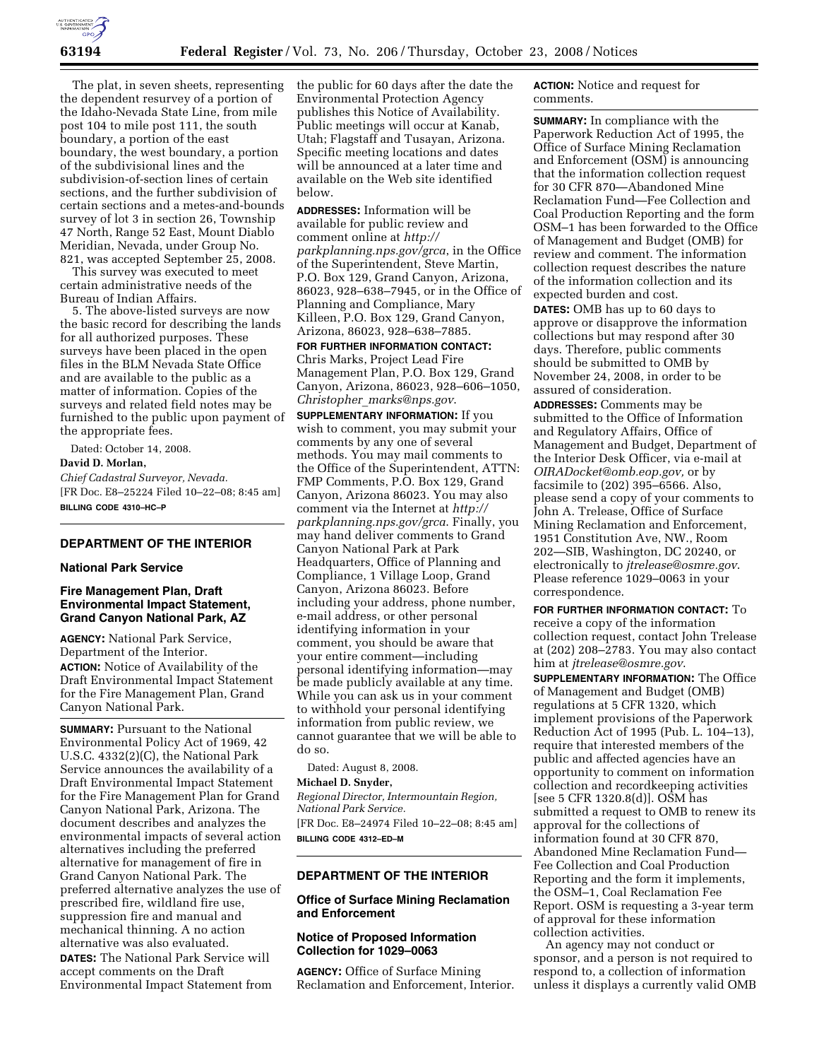The plat, in seven sheets, representing the dependent resurvey of a portion of the Idaho-Nevada State Line, from mile post 104 to mile post 111, the south boundary, a portion of the east boundary, the west boundary, a portion of the subdivisional lines and the subdivision-of-section lines of certain sections, and the further subdivision of certain sections and a metes-and-bounds survey of lot 3 in section 26, Township 47 North, Range 52 East, Mount Diablo Meridian, Nevada, under Group No. 821, was accepted September 25, 2008.

This survey was executed to meet certain administrative needs of the Bureau of Indian Affairs.

5. The above-listed surveys are now the basic record for describing the lands for all authorized purposes. These surveys have been placed in the open files in the BLM Nevada State Office and are available to the public as a matter of information. Copies of the surveys and related field notes may be furnished to the public upon payment of the appropriate fees.

Dated: October 14, 2008.

**David D. Morlan,**

*Chief Cadastral Surveyor, Nevada.*

[FR Doc. E8–25224 Filed 10–22–08; 8:45 am]

**BILLING CODE 4310–HC–P**

---

## DEPARTMENT OF THE INTERIOR

### National Park Service

### Fire Management Plan, Draft Environmental Impact Statement, Grand Canyon National Park, AZ

**AGENCY:** National Park Service, Department of the Interior.

**ACTION:** Notice of Availability of the Draft Environmental Impact Statement for the Fire Management Plan, Grand Canyon National Park.

**SUMMARY:** Pursuant to the National Environmental Policy Act of 1969, 42 U.S.C. 4332(2)(C), the National Park Service announces the availability of a Draft Environmental Impact Statement for the Fire Management Plan for Grand Canyon National Park, Arizona. The document describes and analyzes the environmental impacts of several action alternatives including the preferred alternative for management of fire in Grand Canyon National Park. The preferred alternative analyzes the use of prescribed fire, wildland fire use, suppression fire and manual and mechanical thinning. A no action alternative was also evaluated.

**DATES:** The National Park Service will accept comments on the Draft Environmental Impact Statement from the public for 60 days after the date the Environmental Protection Agency publishes this Notice of Availability. Public meetings will occur at Kanab, Utah; Flagstaff and Tusayan, Arizona. Specific meeting locations and dates will be announced at a later time and available on the Web site identified below.

**ADDRESSES:** Information will be available for public review and comment online at *http://parkplanning.nps.gov/grca*, in the Office of the Superintendent, Steve Martin, P.O. Box 129, Grand Canyon, Arizona, 86023, 928–638–7945, or in the Office of Planning and Compliance, Mary Killeen, P.O. Box 129, Grand Canyon, Arizona, 86023, 928–638–7885.

**FOR FURTHER INFORMATION CONTACT:** Chris Marks, Project Lead Fire Management Plan, P.O. Box 129, Grand Canyon, Arizona, 86023, 928–606–1050, *Christopher_marks@nps.gov*.

**SUPPLEMENTARY INFORMATION:** If you wish to comment, you may submit your comments by any one of several methods. You may mail comments to the Office of the Superintendent, ATTN: FMP Comments, P.O. Box 129, Grand Canyon, Arizona 86023. You may also comment via the Internet at *http://parkplanning.nps.gov/grca*. Finally, you may hand deliver comments to Grand Canyon National Park at Park Headquarters, Office of Planning and Compliance, 1 Village Loop, Grand Canyon, Arizona 86023. Before including your address, phone number, e-mail address, or other personal identifying information in your comment, you should be aware that your entire comment—including personal identifying information—may be made publicly available at any time. While you can ask us in your comment to withhold your personal identifying information from public review, we cannot guarantee that we will be able to do so.

Dated: August 8, 2008.

**Michael D. Snyder,**

*Regional Director, Intermountain Region, National Park Service.*

[FR Doc. E8–24974 Filed 10–22–08; 8:45 am]

**BILLING CODE 4312–ED–M**

---

## DEPARTMENT OF THE INTERIOR

### Office of Surface Mining Reclamation and Enforcement

### Notice of Proposed Information Collection for 1029–0063

**AGENCY:** Office of Surface Mining Reclamation and Enforcement, Interior.

**ACTION:** Notice and request for comments.

**SUMMARY:** In compliance with the Paperwork Reduction Act of 1995, the Office of Surface Mining Reclamation and Enforcement (OSM) is announcing that the information collection request for 30 CFR 870—Abandoned Mine Reclamation Fund—Fee Collection and Coal Production Reporting and the form OSM–1 has been forwarded to the Office of Management and Budget (OMB) for review and comment. The information collection request describes the nature of the information collection and its expected burden and cost.

**DATES:** OMB has up to 60 days to approve or disapprove the information collections but may respond after 30 days. Therefore, public comments should be submitted to OMB by November 24, 2008, in order to be assured of consideration.

**ADDRESSES:** Comments may be submitted to the Office of Information and Regulatory Affairs, Office of Management and Budget, Department of the Interior Desk Officer, via e-mail at *OIRADocket@omb.eop.gov,* or by facsimile to (202) 395–6566. Also, please send a copy of your comments to John A. Trelease, Office of Surface Mining Reclamation and Enforcement, 1951 Constitution Ave, NW., Room 202—SIB, Washington, DC 20240, or electronically to *jtrelease@osmre.gov*. Please reference 1029–0063 in your correspondence.

**FOR FURTHER INFORMATION CONTACT:** To receive a copy of the information collection request, contact John Trelease at (202) 208–2783. You may also contact him at *jtrelease@osmre.gov*.

**SUPPLEMENTARY INFORMATION:** The Office of Management and Budget (OMB) regulations at 5 CFR 1320, which implement provisions of the Paperwork Reduction Act of 1995 (Pub. L. 104–13), require that interested members of the public and affected agencies have an opportunity to comment on information collection and recordkeeping activities [see 5 CFR 1320.8(d)]. OSM has submitted a request to OMB to renew its approval for the collections of information found at 30 CFR 870, Abandoned Mine Reclamation Fund—Fee Collection and Coal Production Reporting and the form it implements, the OSM–1, Coal Reclamation Fee Report. OSM is requesting a 3-year term of approval for these information collection activities.

An agency may not conduct or sponsor, and a person is not required to respond to, a collection of information unless it displays a currently valid OMB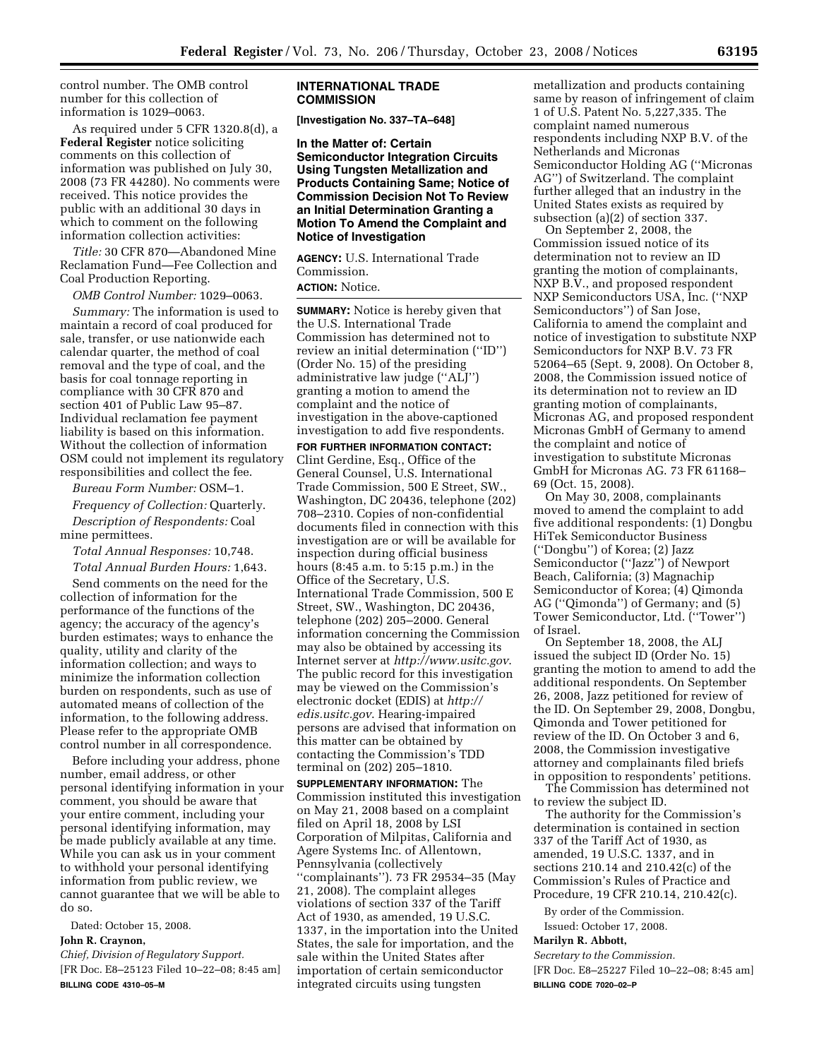control number. The OMB control number for this collection of information is 1029–0063.

As required under 5 CFR 1320.8(d), a **Federal Register** notice soliciting comments on this collection of information was published on July 30, 2008 (73 FR 44280). No comments were received. This notice provides the public with an additional 30 days in which to comment on the following information collection activities:

*Title:* 30 CFR 870—Abandoned Mine Reclamation Fund—Fee Collection and Coal Production Reporting.

*OMB Control Number:* 1029–0063.

*Summary:* The information is used to maintain a record of coal produced for sale, transfer, or use nationwide each calendar quarter, the method of coal removal and the type of coal, and the basis for coal tonnage reporting in compliance with 30 CFR 870 and section 401 of Public Law 95–87. Individual reclamation fee payment liability is based on this information. Without the collection of information OSM could not implement its regulatory responsibilities and collect the fee.

*Bureau Form Number:* OSM–1.

*Frequency of Collection:* Quarterly.

*Description of Respondents:* Coal mine permittees.

*Total Annual Responses:* 10,748.

*Total Annual Burden Hours:* 1,643.

Send comments on the need for the collection of information for the performance of the functions of the agency; the accuracy of the agency's burden estimates; ways to enhance the quality, utility and clarity of the information collection; and ways to minimize the information collection burden on respondents, such as use of automated means of collection of the information, to the following address. Please refer to the appropriate OMB control number in all correspondence.

Before including your address, phone number, email address, or other personal identifying information in your comment, you should be aware that your entire comment, including your personal identifying information, may be made publicly available at any time. While you can ask us in your comment to withhold your personal identifying information from public review, we cannot guarantee that we will be able to do so.

Dated: October 15, 2008.

**John R. Craynon,**

*Chief, Division of Regulatory Support.*

[FR Doc. E8–25123 Filed 10–22–08; 8:45 am]

**BILLING CODE 4310–05–M**

## INTERNATIONAL TRADE COMMISSION

**[Investigation No. 337–TA–648]**

### In the Matter of: Certain Semiconductor Integration Circuits Using Tungsten Metallization and Products Containing Same; Notice of Commission Decision Not To Review an Initial Determination Granting a Motion To Amend the Complaint and Notice of Investigation

**AGENCY:** U.S. International Trade Commission.

**ACTION:** Notice.

**SUMMARY:** Notice is hereby given that the U.S. International Trade Commission has determined not to review an initial determination (''ID'') (Order No. 15) of the presiding administrative law judge (''ALJ'') granting a motion to amend the complaint and the notice of investigation in the above-captioned investigation to add five respondents.

**FOR FURTHER INFORMATION CONTACT:** Clint Gerdine, Esq., Office of the General Counsel, U.S. International Trade Commission, 500 E Street, SW., Washington, DC 20436, telephone (202) 708–2310. Copies of non-confidential documents filed in connection with this investigation are or will be available for inspection during official business hours (8:45 a.m. to 5:15 p.m.) in the Office of the Secretary, U.S. International Trade Commission, 500 E Street, SW., Washington, DC 20436, telephone (202) 205–2000. General information concerning the Commission may also be obtained by accessing its Internet server at *http://www.usitc.gov*. The public record for this investigation may be viewed on the Commission's electronic docket (EDIS) at *http://edis.usitc.gov*. Hearing-impaired persons are advised that information on this matter can be obtained by contacting the Commission's TDD terminal on (202) 205–1810.

**SUPPLEMENTARY INFORMATION:** The Commission instituted this investigation on May 21, 2008 based on a complaint filed on April 18, 2008 by LSI Corporation of Milpitas, California and Agere Systems Inc. of Allentown, Pennsylvania (collectively ''complainants''). 73 FR 29534–35 (May 21, 2008). The complaint alleges violations of section 337 of the Tariff Act of 1930, as amended, 19 U.S.C. 1337, in the importation into the United States, the sale for importation, and the sale within the United States after importation of certain semiconductor integrated circuits using tungsten metallization and products containing same by reason of infringement of claim 1 of U.S. Patent No. 5,227,335. The complaint named numerous respondents including NXP B.V. of the Netherlands and Micronas Semiconductor Holding AG (''Micronas AG'') of Switzerland. The complaint further alleged that an industry in the United States exists as required by subsection (a)(2) of section 337.

On September 2, 2008, the Commission issued notice of its determination not to review an ID granting the motion of complainants, NXP B.V., and proposed respondent NXP Semiconductors USA, Inc. (''NXP Semiconductors'') of San Jose, California to amend the complaint and notice of investigation to substitute NXP Semiconductors for NXP B.V. 73 FR 52064–65 (Sept. 9, 2008). On October 8, 2008, the Commission issued notice of its determination not to review an ID granting motion of complainants, Micronas AG, and proposed respondent Micronas GmbH of Germany to amend the complaint and notice of investigation to substitute Micronas GmbH for Micronas AG. 73 FR 61168–69 (Oct. 15, 2008).

On May 30, 2008, complainants moved to amend the complaint to add five additional respondents: (1) Dongbu HiTek Semiconductor Business (''Dongbu'') of Korea; (2) Jazz Semiconductor (''Jazz'') of Newport Beach, California; (3) Magnachip Semiconductor of Korea; (4) Qimonda AG (''Qimonda'') of Germany; and (5) Tower Semiconductor, Ltd. (''Tower'') of Israel.

On September 18, 2008, the ALJ issued the subject ID (Order No. 15) granting the motion to amend to add the additional respondents. On September 26, 2008, Jazz petitioned for review of the ID. On September 29, 2008, Dongbu, Qimonda and Tower petitioned for review of the ID. On October 3 and 6, 2008, the Commission investigative attorney and complainants filed briefs in opposition to respondents' petitions.

The Commission has determined not to review the subject ID.

The authority for the Commission's determination is contained in section 337 of the Tariff Act of 1930, as amended, 19 U.S.C. 1337, and in sections 210.14 and 210.42(c) of the Commission's Rules of Practice and Procedure, 19 CFR 210.14, 210.42(c).

By order of the Commission.

Issued: October 17, 2008.

**Marilyn R. Abbott,**

*Secretary to the Commission.*

[FR Doc. E8–25227 Filed 10–22–08; 8:45 am]

**BILLING CODE 7020–02–P**